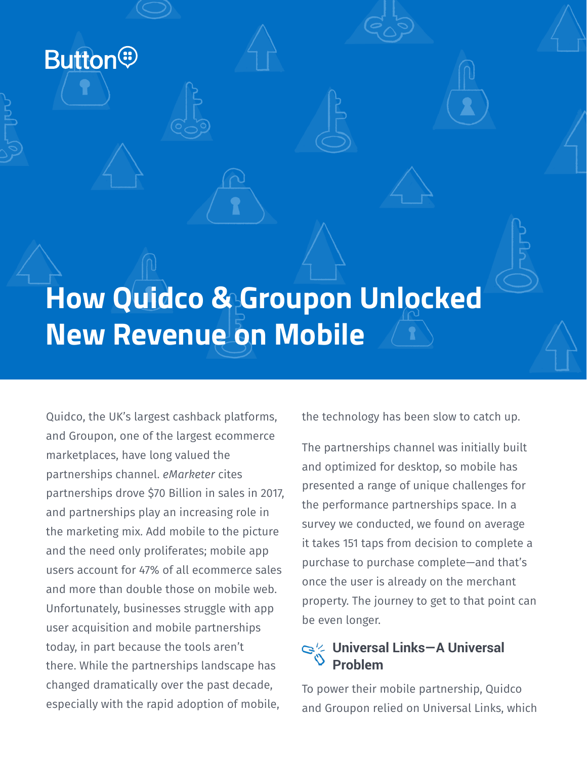Button

# How Quidco & Groupon Unlocked New Revenue on Mobile

Quidco, the UK's largest cashback platforms, and Groupon, one of the largest ecommerce marketplaces, have long valued the partnerships channel. *eMarketer* cites partnerships drove $70 Billion in sales in 2017, and partnerships play an increasing role in the marketing mix. Add mobile to the picture and the need only proliferates; mobile app users account for 47% of all ecommerce sales and more than double those on mobile web. Unfortunately, businesses struggle with app user acquisition and mobile partnerships today, in part because the tools aren't there. While the partnerships landscape has changed dramatically over the past decade, especially with the rapid adoption of mobile, the technology has been slow to catch up.

The partnerships channel was initially built and optimized for desktop, so mobile has presented a range of unique challenges for the performance partnerships space. In a survey we conducted, we found on average it takes 151 taps from decision to complete a purchase to purchase complete—and that's once the user is already on the merchant property. The journey to get to that point can be even longer.

## Universal Links—A Universal Problem

To power their mobile partnership, Quidco and Groupon relied on Universal Links, which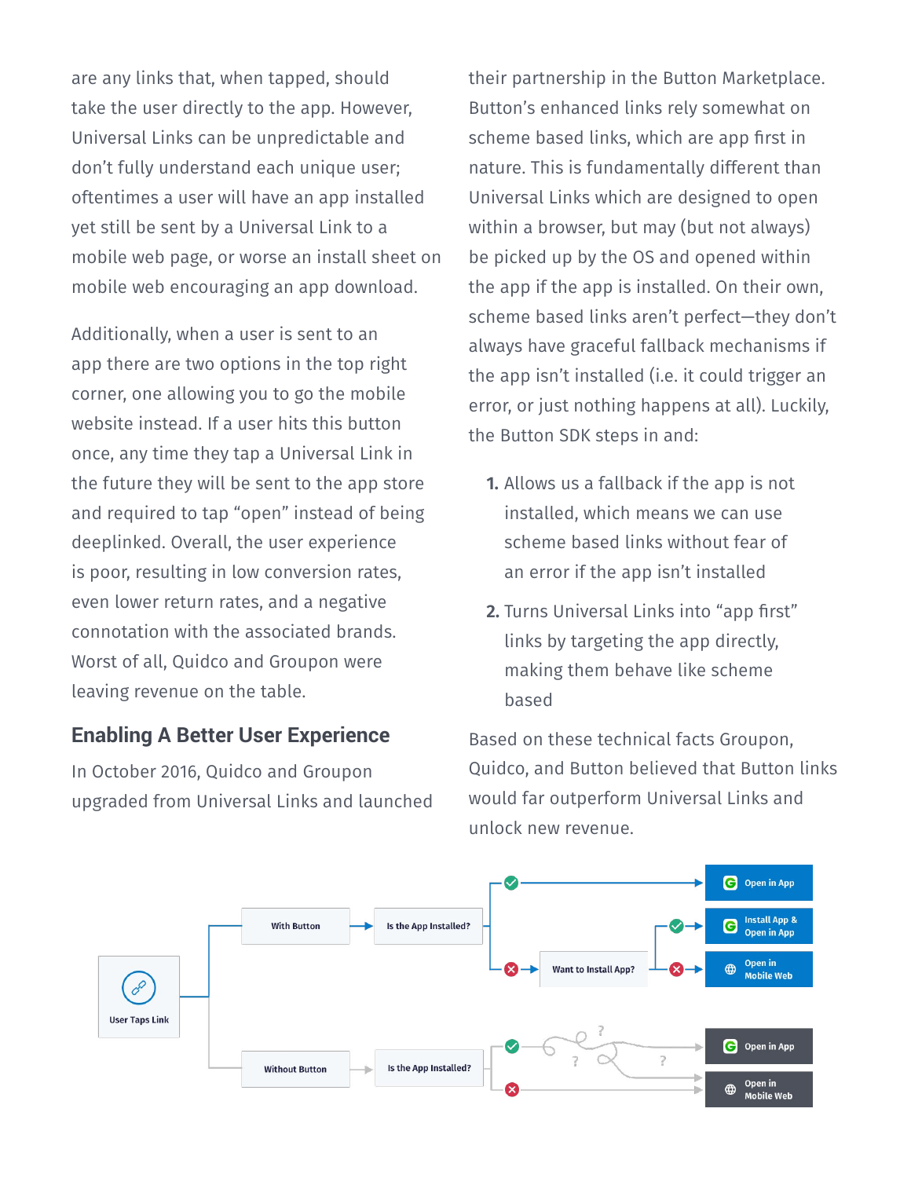are any links that, when tapped, should take the user directly to the app. However, Universal Links can be unpredictable and don't fully understand each unique user; oftentimes a user will have an app installed yet still be sent by a Universal Link to a mobile web page, or worse an install sheet on mobile web encouraging an app download.

Additionally, when a user is sent to an app there are two options in the top right corner, one allowing you to go the mobile website instead. If a user hits this button once, any time they tap a Universal Link in the future they will be sent to the app store and required to tap "open" instead of being deeplinked. Overall, the user experience is poor, resulting in low conversion rates, even lower return rates, and a negative connotation with the associated brands. Worst of all, Quidco and Groupon were leaving revenue on the table.

## Enabling A Better User Experience

In October 2016, Quidco and Groupon upgraded from Universal Links and launched their partnership in the Button Marketplace. Button's enhanced links rely somewhat on scheme based links, which are app first in nature. This is fundamentally different than Universal Links which are designed to open within a browser, but may (but not always) be picked up by the OS and opened within the app if the app is installed. On their own, scheme based links aren't perfect—they don't always have graceful fallback mechanisms if the app isn't installed (i.e. it could trigger an error, or just nothing happens at all). Luckily, the Button SDK steps in and:

1. Allows us a fallback if the app is not installed, which means we can use scheme based links without fear of an error if the app isn't installed
2. Turns Universal Links into "app first" links by targeting the app directly, making them behave like scheme based

Based on these technical facts Groupon, Quidco, and Button believed that Button links would far outperform Universal Links and unlock new revenue.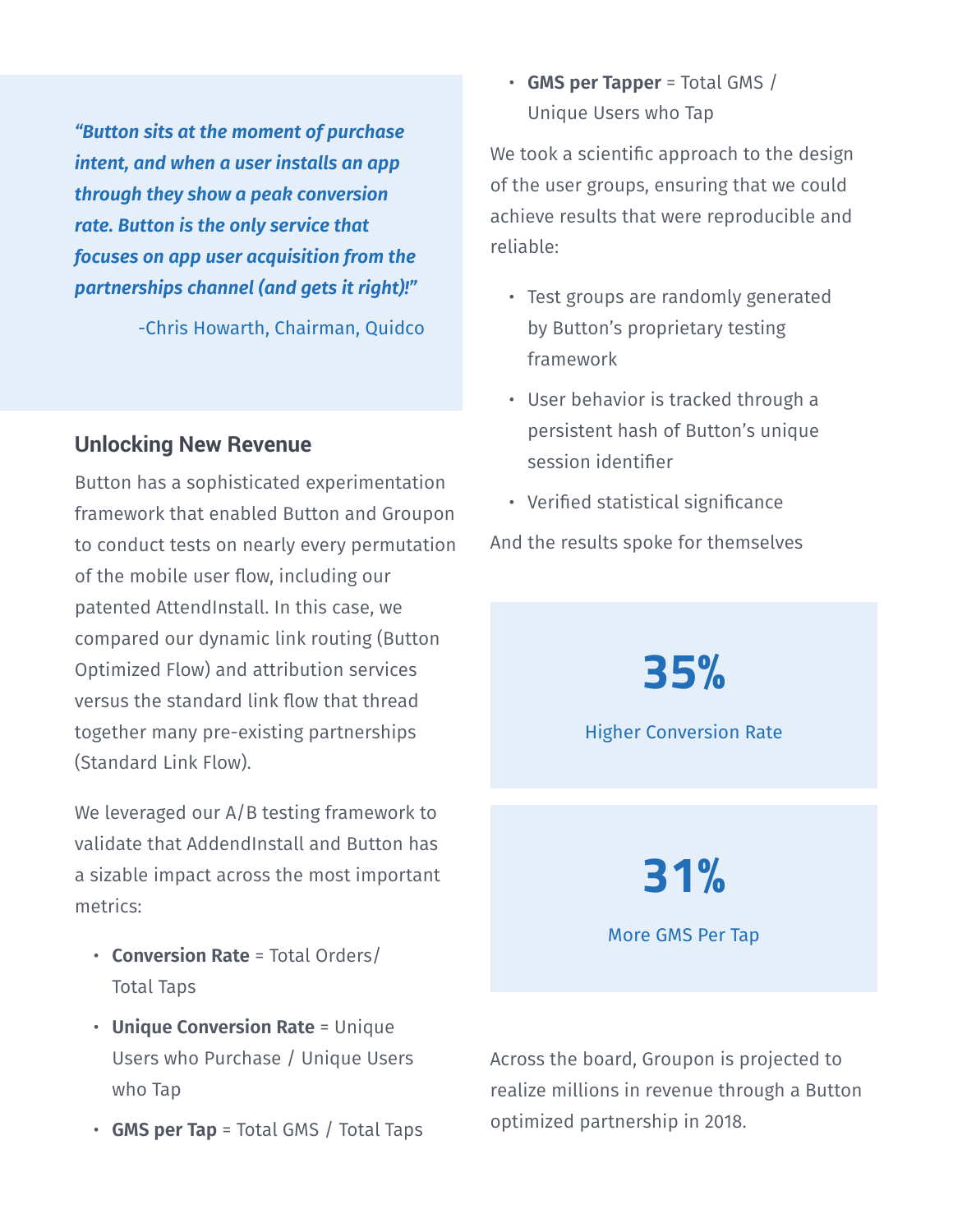> *"Button sits at the moment of purchase intent, and when a user installs an app through they show a peak conversion rate. Button is the only service that focuses on app user acquisition from the partnerships channel (and gets it right)!"*
>
> -Chris Howarth, Chairman, Quidco

## Unlocking New Revenue

Button has a sophisticated experimentation framework that enabled Button and Groupon to conduct tests on nearly every permutation of the mobile user flow, including our patented AttendInstall. In this case, we compared our dynamic link routing (Button Optimized Flow) and attribution services versus the standard link flow that thread together many pre-existing partnerships (Standard Link Flow).

We leveraged our A/B testing framework to validate that AddendInstall and Button has a sizable impact across the most important metrics:

- **Conversion Rate** = Total Orders/ Total Taps
- **Unique Conversion Rate** = Unique Users who Purchase / Unique Users who Tap
- **GMS per Tap** = Total GMS / Total Taps
- **GMS per Tapper** = Total GMS / Unique Users who Tap

We took a scientific approach to the design of the user groups, ensuring that we could achieve results that were reproducible and reliable:

- Test groups are randomly generated by Button's proprietary testing framework
- User behavior is tracked through a persistent hash of Button's unique session identifier
- Verified statistical significance

And the results spoke for themselves

**35%**

Higher Conversion Rate

**31%**

More GMS Per Tap

Across the board, Groupon is projected to realize millions in revenue through a Button optimized partnership in 2018.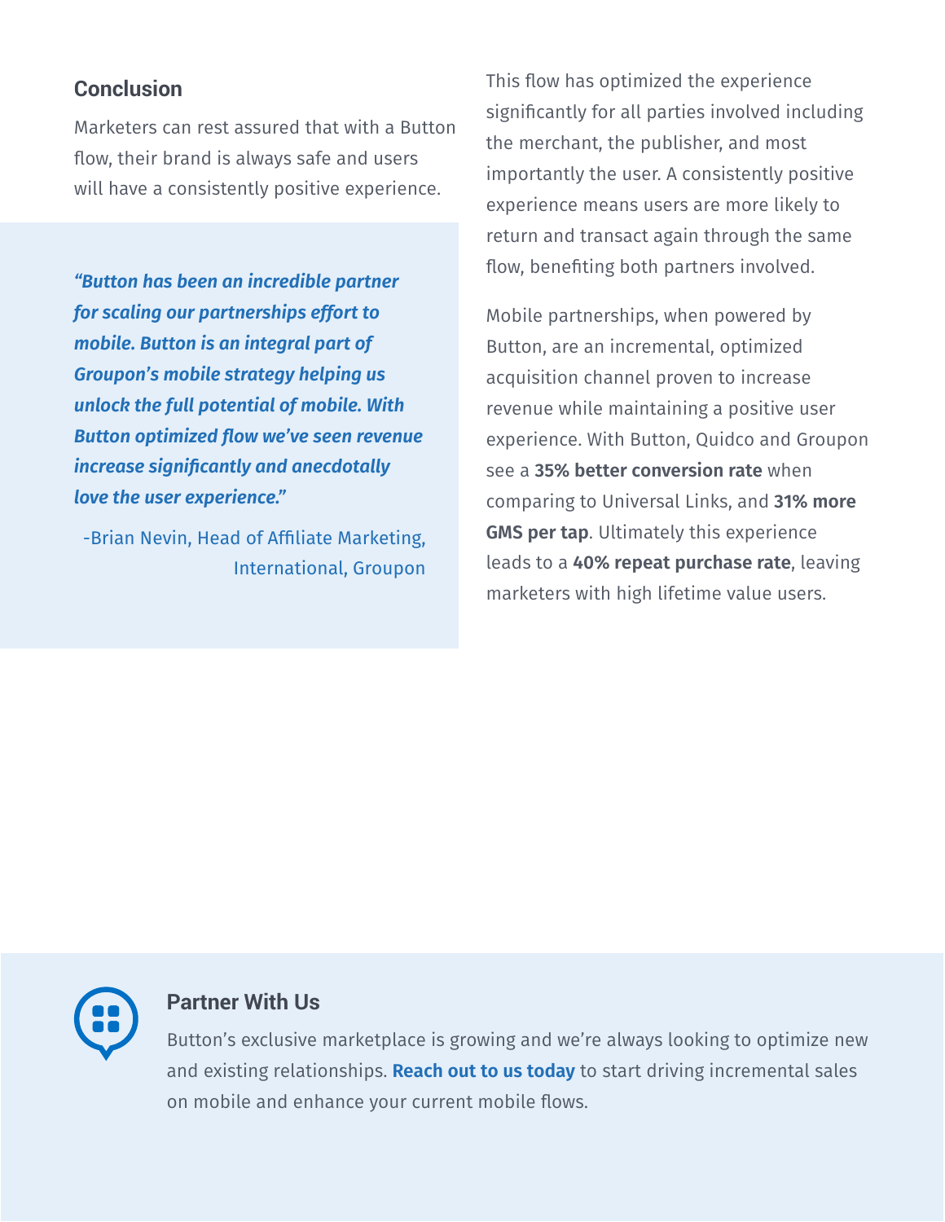## Conclusion

Marketers can rest assured that with a Button flow, their brand is always safe and users will have a consistently positive experience.

> ***"Button has been an incredible partner for scaling our partnerships effort to mobile. Button is an integral part of Groupon's mobile strategy helping us unlock the full potential of mobile. With Button optimized flow we've seen revenue increase significantly and anecdotally love the user experience."***
>
> -Brian Nevin, Head of Affiliate Marketing, International, Groupon

This flow has optimized the experience significantly for all parties involved including the merchant, the publisher, and most importantly the user. A consistently positive experience means users are more likely to return and transact again through the same flow, benefiting both partners involved.

Mobile partnerships, when powered by Button, are an incremental, optimized acquisition channel proven to increase revenue while maintaining a positive user experience. With Button, Quidco and Groupon see a **35% better conversion rate** when comparing to Universal Links, and **31% more GMS per tap**. Ultimately this experience leads to a **40% repeat purchase rate**, leaving marketers with high lifetime value users.

## Partner With Us

Button's exclusive marketplace is growing and we're always looking to optimize new and existing relationships. **Reach out to us today** to start driving incremental sales on mobile and enhance your current mobile flows.